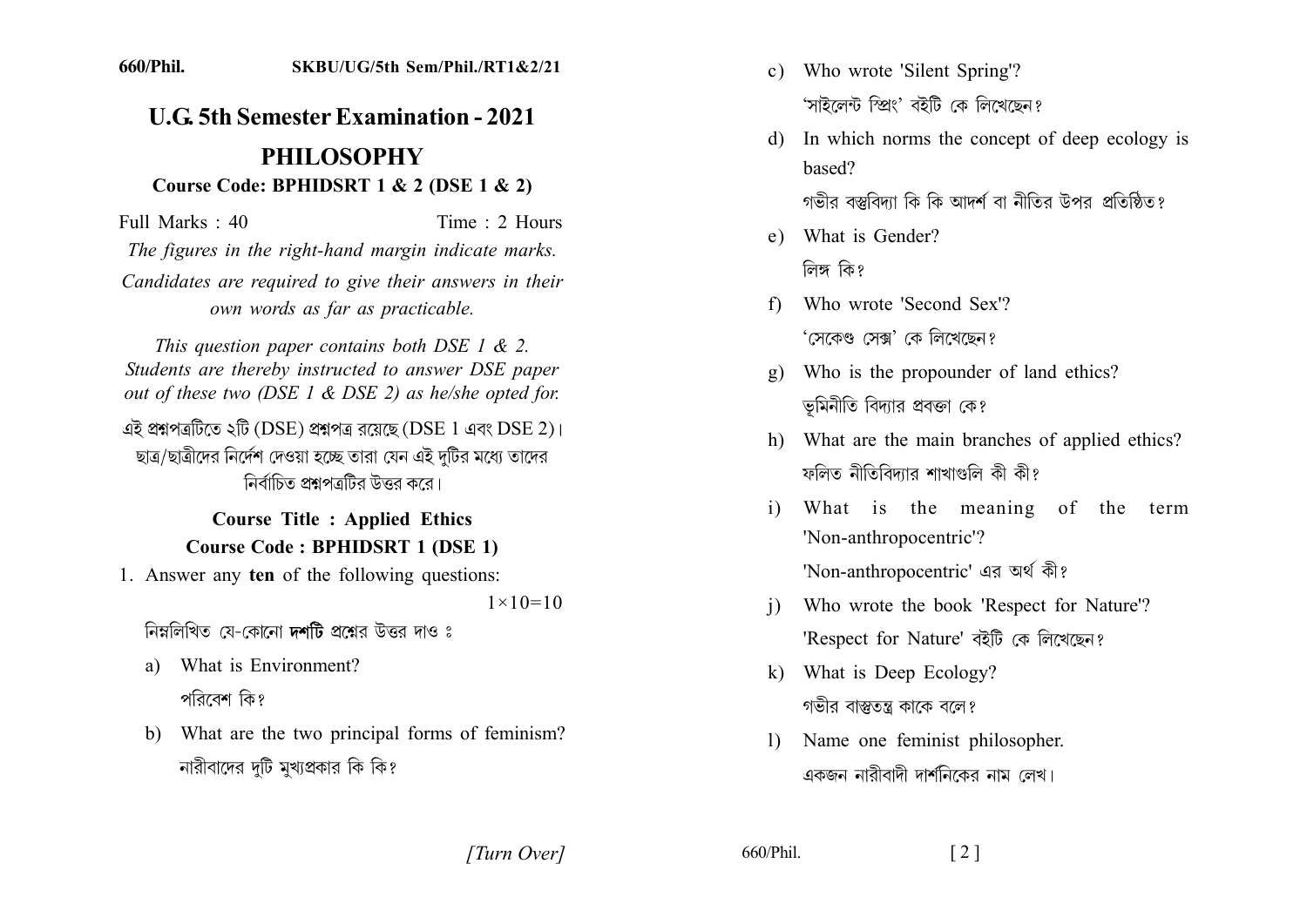660/Phil.    SKBU/UG/5th Sem/Phil./RT1&2/21

# U.G. 5th Semester Examination - 2021

## PHILOSOPHY

### Course Code: BPHIDSRT 1 & 2 (DSE 1 & 2)

Full Marks : 40    Time : 2 Hours

*The figures in the right-hand margin indicate marks.*

*Candidates are required to give their answers in their own words as far as practicable.*

*This question paper contains both DSE 1 & 2. Students are thereby instructed to answer DSE paper out of these two (DSE 1 & DSE 2) as he/she opted for.*

এই প্রশ্নপত্রটিতে ২টি (DSE) প্রশ্নপত্র রয়েছে (DSE 1 এবং DSE 2)। ছাত্র/ছাত্রীদের নির্দেশ দেওয়া হচ্ছে তারা যেন এই দুটির মধ্যে তাদের নির্বাচিত প্রশ্নপত্রটির উত্তর করে।

### Course Title : Applied Ethics
### Course Code : BPHIDSRT 1 (DSE 1)

1. Answer any **ten** of the following questions: $1\times10=10$

   নিম্নলিখিত যে-কোনো **দশটি** প্রশ্নের উত্তর দাও ঃ

   a) What is Environment?
   পরিবেশ কি?

   b) What are the two principal forms of feminism?
   নারীবাদের দুটি মুখ্যপ্রকার কি কি?

   c) Who wrote 'Silent Spring'?
   'সাইলেন্ট স্প্রিং' বইটি কে লিখেছেন?

   d) In which norms the concept of deep ecology is based?
   গভীর বস্তুবিদ্যা কি কি আদর্শ বা নীতির উপর প্রতিষ্ঠিত?

   e) What is Gender?
   লিঙ্গ কি?

   f) Who wrote 'Second Sex'?
   'সেকেণ্ড সেক্স' কে লিখেছেন?

   g) Who is the propounder of land ethics?
   ভূমিনীতি বিদ্যার প্রবক্তা কে?

   h) What are the main branches of applied ethics?
   ফলিত নীতিবিদ্যার শাখাগুলি কী কী?

   i) What is the meaning of the term 'Non-anthropocentric'?
   'Non-anthropocentric' এর অর্থ কী?

   j) Who wrote the book 'Respect for Nature'?
   'Respect for Nature' বইটি কে লিখেছেন?

   k) What is Deep Ecology?
   গভীর বাস্তুতন্ত্র কাকে বলে?

   l) Name one feminist philosopher.
   একজন নারীবাদী দার্শনিকের নাম লেখ।

*[Turn Over]*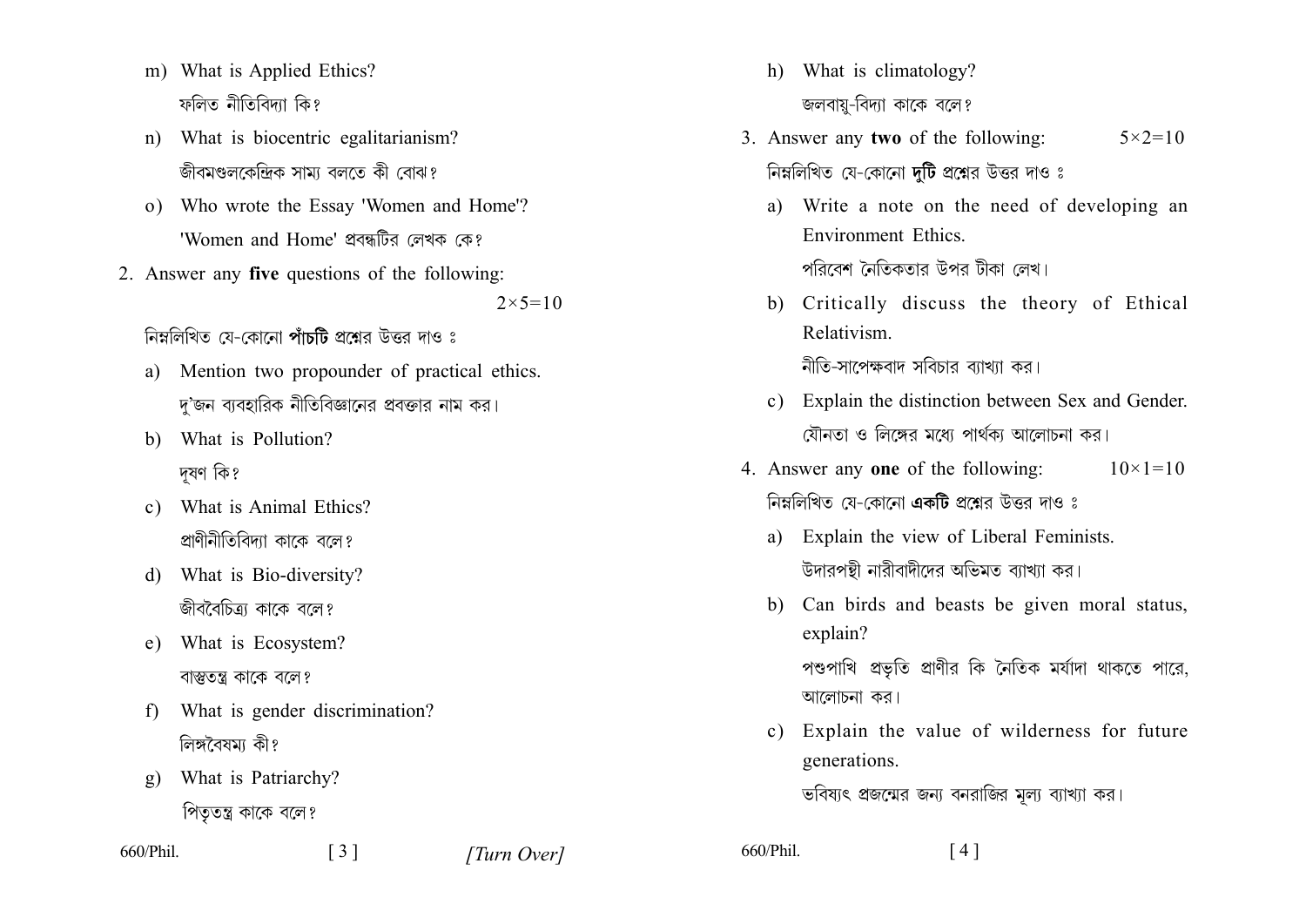m) What is Applied Ethics?

ফলিত নীতিবিদ্যা কি?

n) What is biocentric egalitarianism?

জীবমণ্ডলকেন্দ্রিক সাম্য বলতে কী বোঝ?

o) Who wrote the Essay 'Women and Home'?

'Women and Home' প্রবন্ধটির লেখক কে?

2. Answer any **five** questions of the following: 2×5=10

নিম্নলিখিত যে-কোনো **পাঁচটি** প্রশ্নের উত্তর দাও ঃ

a) Mention two propounder of practical ethics.

দু'জন ব্যবহারিক নীতিবিজ্ঞানের প্রবক্তার নাম কর।

b) What is Pollution?

দূষণ কি?

c) What is Animal Ethics?

প্রাণীনীতিবিদ্যা কাকে বলে?

d) What is Bio-diversity?

জীববৈচিত্র্য কাকে বলে?

e) What is Ecosystem?

বাস্তুতন্ত্র কাকে বলে?

f) What is gender discrimination?

লিঙ্গবৈষম্য কী?

g) What is Patriarchy?

পিতৃতন্ত্র কাকে বলে?

h) What is climatology?

জলবায়ু-বিদ্যা কাকে বলে?

3. Answer any **two** of the following: 5×2=10

নিম্নলিখিত যে-কোনো **দুটি** প্রশ্নের উত্তর দাও ঃ

a) Write a note on the need of developing an Environment Ethics.

পরিবেশ নৈতিকতার উপর টীকা লেখ।

b) Critically discuss the theory of Ethical Relativism.

নীতি-সাপেক্ষবাদ সবিচার ব্যাখ্যা কর।

c) Explain the distinction between Sex and Gender.

যৌনতা ও লিঙ্গের মধ্যে পার্থক্য আলোচনা কর।

4. Answer any **one** of the following: 10×1=10

নিম্নলিখিত যে-কোনো **একটি** প্রশ্নের উত্তর দাও ঃ

a) Explain the view of Liberal Feminists.

উদারপন্থী নারীবাদীদের অভিমত ব্যাখ্যা কর।

b) Can birds and beasts be given moral status, explain?

পশুপাখি প্রভৃতি প্রাণীর কি নৈতিক মর্যাদা থাকতে পারে, আলোচনা কর।

c) Explain the value of wilderness for future generations.

ভবিষ্যৎ প্রজন্মের জন্য বনরাজির মূল্য ব্যাখ্যা কর।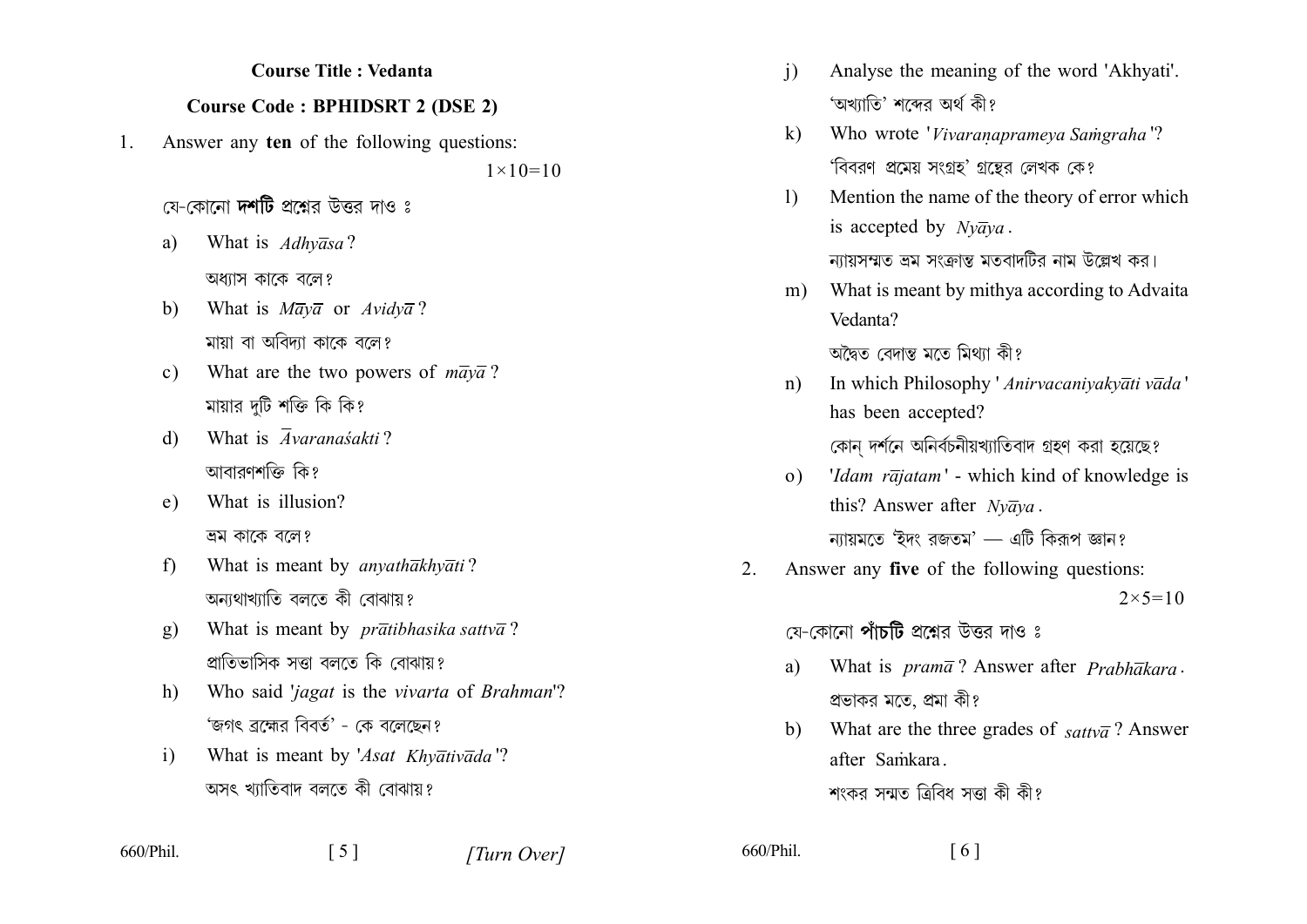**Course Title : Vedanta**

**Course Code : BPHIDSRT 2 (DSE 2)**

1. Answer any **ten** of the following questions: 1×10=10

   যে-কোনো **দশটি** প্রশ্নের উত্তর দাও ঃ

   a) What is *Adhyāsa*?
      অধ্যাস কাকে বলে?

   b) What is *Māyā* or *Avidyā*?
      মায়া বা অবিদ্যা কাকে বলে?

   c) What are the two powers of *māyā*?
      মায়ার দুটি শক্তি কি কি?

   d) What is *Āvaranaśakti*?
      আবারণশক্তি কি?

   e) What is illusion?
      ভ্রম কাকে বলে?

   f) What is meant by *anyathākhyāti*?
      অন্যথাখ্যাতি বলতে কী বোঝায়?

   g) What is meant by *prātibhasika sattvā*?
      প্রাতিভাসিক সত্তা বলতে কি বোঝায়?

   h) Who said '*jagat* is the *vivarta* of *Brahman*'?
      'জগৎ ব্রহ্মের বিবর্ত' - কে বলেছেন?

   i) What is meant by '*Asat Khyātivāda*'?
      অসৎ খ্যাতিবাদ বলতে কী বোঝায়?

   j) Analyse the meaning of the word 'Akhyati'.
      'অখ্যাতি' শব্দের অর্থ কী?

   k) Who wrote '*Vivaraṇaprameya Saṁgraha*'?
      'বিবরণ প্রমেয় সংগ্রহ' গ্রন্থের লেখক কে?

   l) Mention the name of the theory of error which is accepted by *Nyāya*.
      ন্যায়সম্মত ভ্রম সংক্রান্ত মতবাদটির নাম উল্লেখ কর।

   m) What is meant by mithya according to Advaita Vedanta?
      অদ্বৈত বেদান্ত মতে মিথ্যা কী?

   n) In which Philosophy '*Anirvacaniyakyāti vāda*' has been accepted?
      কোন্ দর্শনে অনির্বচনীয়খ্যাতিবাদ গ্রহণ করা হয়েছে?

   o) '*Idam rājatam*' - which kind of knowledge is this? Answer after *Nyāya*.
      ন্যায়মতে 'ইদং রজতম' — এটি কিরূপ জ্ঞান?

2. Answer any **five** of the following questions: 2×5=10

   যে-কোনো **পাঁচটি** প্রশ্নের উত্তর দাও ঃ

   a) What is *pramā*? Answer after *Prabhākara*.
      প্রভাকর মতে, প্রমা কী?

   b) What are the three grades of *sattvā*? Answer after Saṁkara.
      শংকর সম্মত ত্রিবিধ সত্তা কী কী?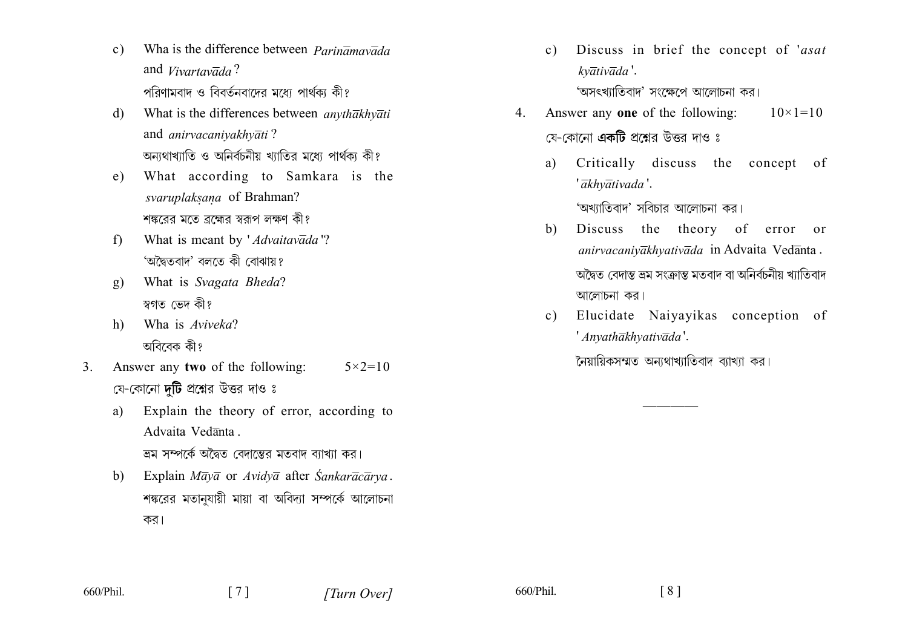c) Wha is the difference between *Parināmavāda* and *Vivartavāda*?

পরিণামবাদ ও বিবর্তনবাদের মধ্যে পার্থক্য কী?

d) What is the differences between *anythākhyāti* and *anirvacaniyakhyāti*?

অন্যথাখ্যাতি ও অনির্বচনীয় খ্যাতির মধ্যে পার্থক্য কী?

e) What according to Samkara is the *svaruplakṣaṇa* of Brahman?

শঙ্করের মতে ব্রহ্মের স্বরূপ লক্ষণ কী?

f) What is meant by '*Advaitavāda*'?

'অদ্বৈতবাদ' বলতে কী বোঝায়?

g) What is *Svagata Bheda*?

স্বগত ভেদ কী?

h) Wha is *Aviveka*?

অবিবেক কী?

3. Answer any **two** of the following: 5×2=10

যে-কোনো **দুটি** প্রশ্নের উত্তর দাও :

a) Explain the theory of error, according to Advaita Vedānta.

ভ্রম সম্পর্কে অদ্বৈত বেদান্তের মতবাদ ব্যাখ্যা কর।

b) Explain *Māyā* or *Avidyā* after *Śankarācārya*.

শঙ্করের মতানুযায়ী মায়া বা অবিদ্যা সম্পর্কে আলোচনা কর।

c) Discuss in brief the concept of '*asat kyātivāda*'.

'অসৎখ্যাতিবাদ' সংক্ষেপে আলোচনা কর।

4. Answer any **one** of the following: 10×1=10

যে-কোনো **একটি** প্রশ্নের উত্তর দাও :

a) Critically discuss the concept of '*ākhyātivada*'.

'অখ্যাতিবাদ' সবিচার আলোচনা কর।

b) Discuss the theory of error or *anirvacaniyākhyativāda* in Advaita Vedānta.

অদ্বৈত বেদান্ত ভ্রম সংক্রান্ত মতবাদ বা অনির্বচনীয় খ্যাতিবাদ আলোচনা কর।

c) Elucidate Naiyayikas conception of '*Anyathākhyativāda*'.

নৈয়ায়িকসম্মত অন্যথাখ্যাতিবাদ ব্যাখ্যা কর।

———